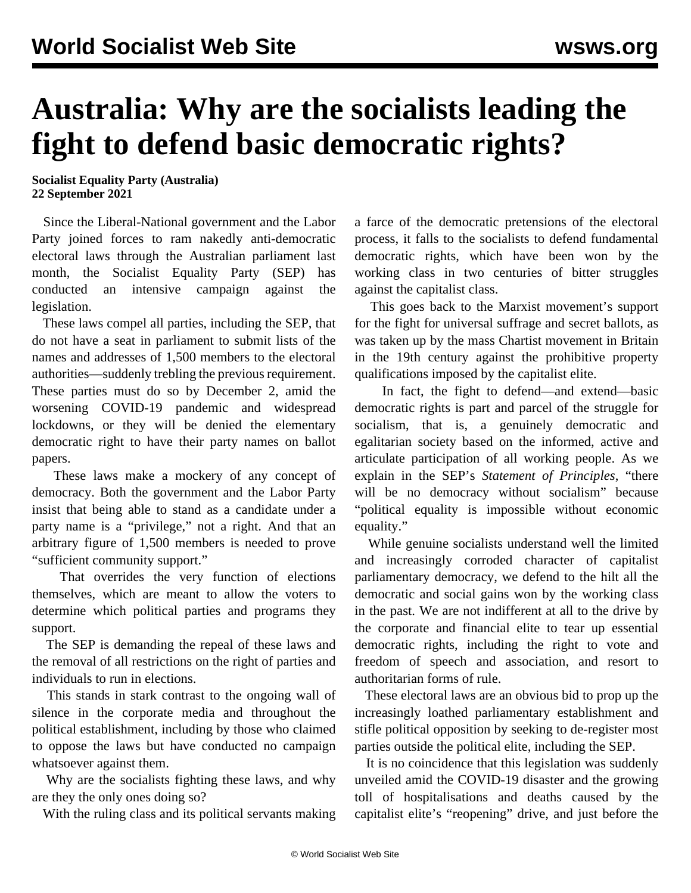# Australia: Why are the socialists leading the fight to defend basic democratic rights?

**Socialist Equality Party (Australia)**
**22 September 2021**

Since the Liberal-National government and the Labor Party joined forces to ram nakedly anti-democratic electoral laws through the Australian parliament last month, the Socialist Equality Party (SEP) has conducted an intensive campaign against the legislation.

These laws compel all parties, including the SEP, that do not have a seat in parliament to submit lists of the names and addresses of 1,500 members to the electoral authorities—suddenly trebling the previous requirement. These parties must do so by December 2, amid the worsening COVID-19 pandemic and widespread lockdowns, or they will be denied the elementary democratic right to have their party names on ballot papers.

These laws make a mockery of any concept of democracy. Both the government and the Labor Party insist that being able to stand as a candidate under a party name is a "privilege," not a right. And that an arbitrary figure of 1,500 members is needed to prove "sufficient community support."

That overrides the very function of elections themselves, which are meant to allow the voters to determine which political parties and programs they support.

The SEP is demanding the repeal of these laws and the removal of all restrictions on the right of parties and individuals to run in elections.

This stands in stark contrast to the ongoing wall of silence in the corporate media and throughout the political establishment, including by those who claimed to oppose the laws but have conducted no campaign whatsoever against them.

Why are the socialists fighting these laws, and why are they the only ones doing so?

With the ruling class and its political servants making a farce of the democratic pretensions of the electoral process, it falls to the socialists to defend fundamental democratic rights, which have been won by the working class in two centuries of bitter struggles against the capitalist class.

This goes back to the Marxist movement's support for the fight for universal suffrage and secret ballots, as was taken up by the mass Chartist movement in Britain in the 19th century against the prohibitive property qualifications imposed by the capitalist elite.

In fact, the fight to defend—and extend—basic democratic rights is part and parcel of the struggle for socialism, that is, a genuinely democratic and egalitarian society based on the informed, active and articulate participation of all working people. As we explain in the SEP's *Statement of Principles*, "there will be no democracy without socialism" because "political equality is impossible without economic equality."

While genuine socialists understand well the limited and increasingly corroded character of capitalist parliamentary democracy, we defend to the hilt all the democratic and social gains won by the working class in the past. We are not indifferent at all to the drive by the corporate and financial elite to tear up essential democratic rights, including the right to vote and freedom of speech and association, and resort to authoritarian forms of rule.

These electoral laws are an obvious bid to prop up the increasingly loathed parliamentary establishment and stifle political opposition by seeking to de-register most parties outside the political elite, including the SEP.

It is no coincidence that this legislation was suddenly unveiled amid the COVID-19 disaster and the growing toll of hospitalisations and deaths caused by the capitalist elite's "reopening" drive, and just before the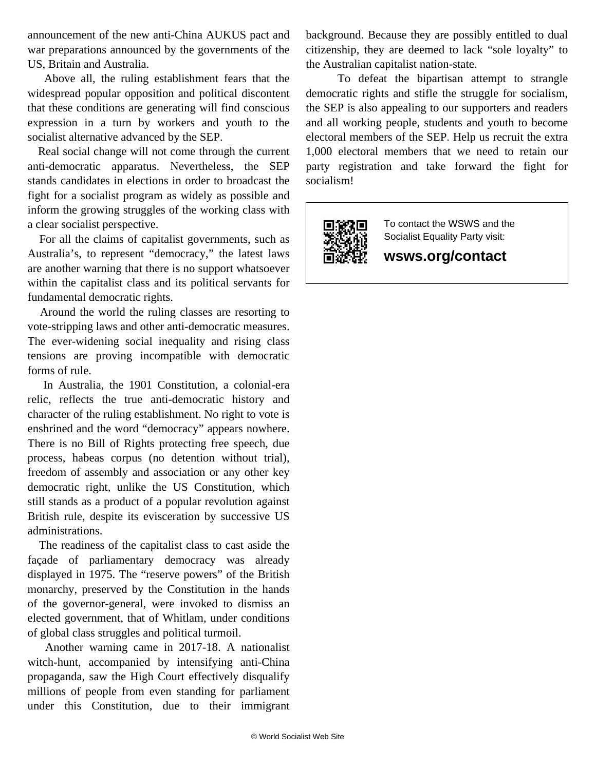announcement of the new anti-China AUKUS pact and war preparations announced by the governments of the US, Britain and Australia.

Above all, the ruling establishment fears that the widespread popular opposition and political discontent that these conditions are generating will find conscious expression in a turn by workers and youth to the socialist alternative advanced by the SEP.

Real social change will not come through the current anti-democratic apparatus. Nevertheless, the SEP stands candidates in elections in order to broadcast the fight for a socialist program as widely as possible and inform the growing struggles of the working class with a clear socialist perspective.

For all the claims of capitalist governments, such as Australia's, to represent "democracy," the latest laws are another warning that there is no support whatsoever within the capitalist class and its political servants for fundamental democratic rights.

Around the world the ruling classes are resorting to vote-stripping laws and other anti-democratic measures. The ever-widening social inequality and rising class tensions are proving incompatible with democratic forms of rule.

In Australia, the 1901 Constitution, a colonial-era relic, reflects the true anti-democratic history and character of the ruling establishment. No right to vote is enshrined and the word "democracy" appears nowhere. There is no Bill of Rights protecting free speech, due process, habeas corpus (no detention without trial), freedom of assembly and association or any other key democratic right, unlike the US Constitution, which still stands as a product of a popular revolution against British rule, despite its evisceration by successive US administrations.

The readiness of the capitalist class to cast aside the façade of parliamentary democracy was already displayed in 1975. The "reserve powers" of the British monarchy, preserved by the Constitution in the hands of the governor-general, were invoked to dismiss an elected government, that of Whitlam, under conditions of global class struggles and political turmoil.

Another warning came in 2017-18. A nationalist witch-hunt, accompanied by intensifying anti-China propaganda, saw the High Court effectively disqualify millions of people from even standing for parliament under this Constitution, due to their immigrant background. Because they are possibly entitled to dual citizenship, they are deemed to lack "sole loyalty" to the Australian capitalist nation-state.

To defeat the bipartisan attempt to strangle democratic rights and stifle the struggle for socialism, the SEP is also appealing to our supporters and readers and all working people, students and youth to become electoral members of the SEP. Help us recruit the extra 1,000 electoral members that we need to retain our party registration and take forward the fight for socialism!

To contact the WSWS and the Socialist Equality Party visit:

**wsws.org/contact**